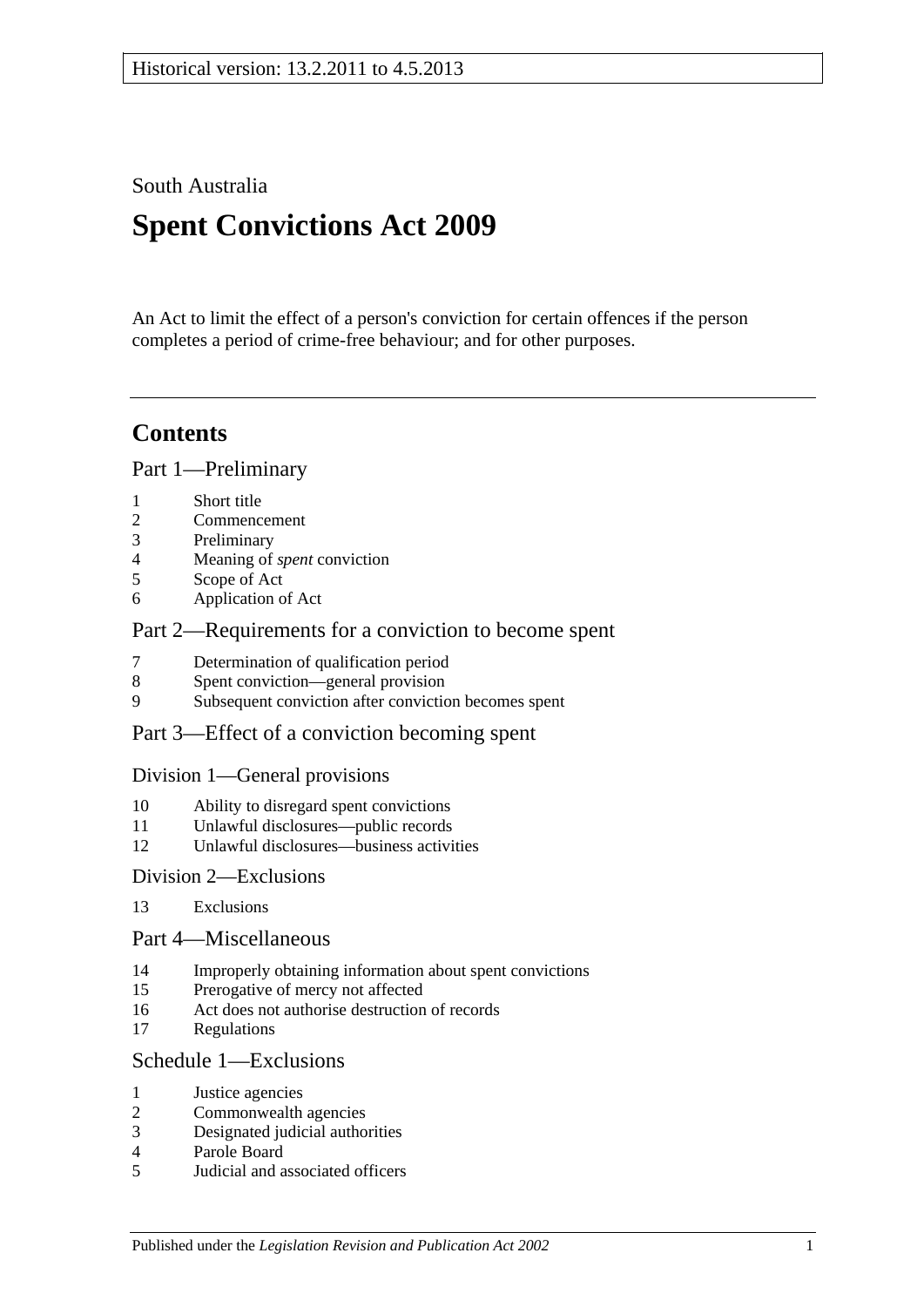Historical version: 13.2.2011 to 4.5.2013

South Australia

# Spent Convictions Act 2009

An Act to limit the effect of a person's conviction for certain offences if the person completes a period of crime-free behaviour; and for other purposes.

---

## Contents

### Part 1—Preliminary

1 Short title
2 Commencement
3 Preliminary
4 Meaning of *spent* conviction
5 Scope of Act
6 Application of Act

### Part 2—Requirements for a conviction to become spent

7 Determination of qualification period
8 Spent conviction—general provision
9 Subsequent conviction after conviction becomes spent

### Part 3—Effect of a conviction becoming spent

#### Division 1—General provisions

10 Ability to disregard spent convictions
11 Unlawful disclosures—public records
12 Unlawful disclosures—business activities

#### Division 2—Exclusions

13 Exclusions

### Part 4—Miscellaneous

14 Improperly obtaining information about spent convictions
15 Prerogative of mercy not affected
16 Act does not authorise destruction of records
17 Regulations

### Schedule 1—Exclusions

1 Justice agencies
2 Commonwealth agencies
3 Designated judicial authorities
4 Parole Board
5 Judicial and associated officers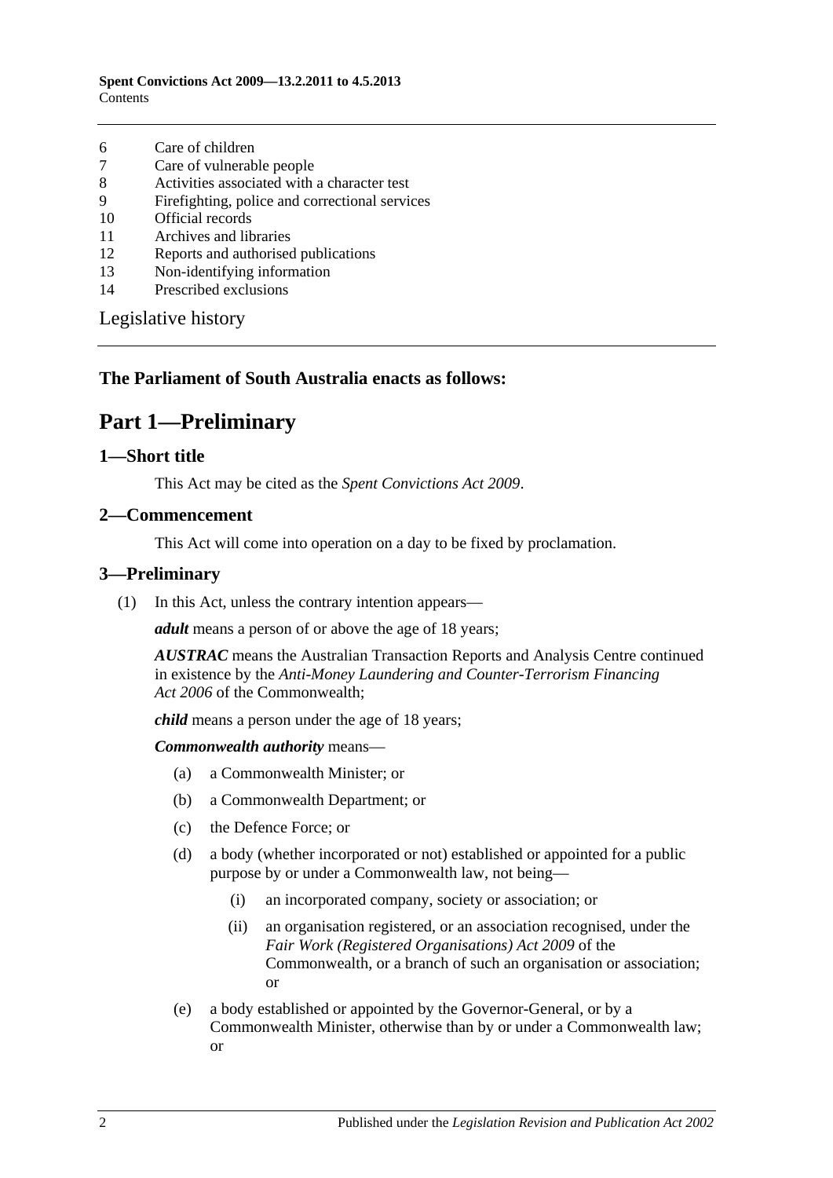6 Care of children
7 Care of vulnerable people
8 Activities associated with a character test
9 Firefighting, police and correctional services
10 Official records
11 Archives and libraries
12 Reports and authorised publications
13 Non-identifying information
14 Prescribed exclusions

Legislative history

**The Parliament of South Australia enacts as follows:**

# Part 1—Preliminary

## 1—Short title

This Act may be cited as the *Spent Convictions Act 2009*.

## 2—Commencement

This Act will come into operation on a day to be fixed by proclamation.

## 3—Preliminary

(1) In this Act, unless the contrary intention appears—

***adult*** means a person of or above the age of 18 years;

***AUSTRAC*** means the Australian Transaction Reports and Analysis Centre continued in existence by the *Anti-Money Laundering and Counter-Terrorism Financing Act 2006* of the Commonwealth;

***child*** means a person under the age of 18 years;

***Commonwealth authority*** means—

(a) a Commonwealth Minister; or

(b) a Commonwealth Department; or

(c) the Defence Force; or

(d) a body (whether incorporated or not) established or appointed for a public purpose by or under a Commonwealth law, not being—

(i) an incorporated company, society or association; or

(ii) an organisation registered, or an association recognised, under the *Fair Work (Registered Organisations) Act 2009* of the Commonwealth, or a branch of such an organisation or association; or

(e) a body established or appointed by the Governor-General, or by a Commonwealth Minister, otherwise than by or under a Commonwealth law; or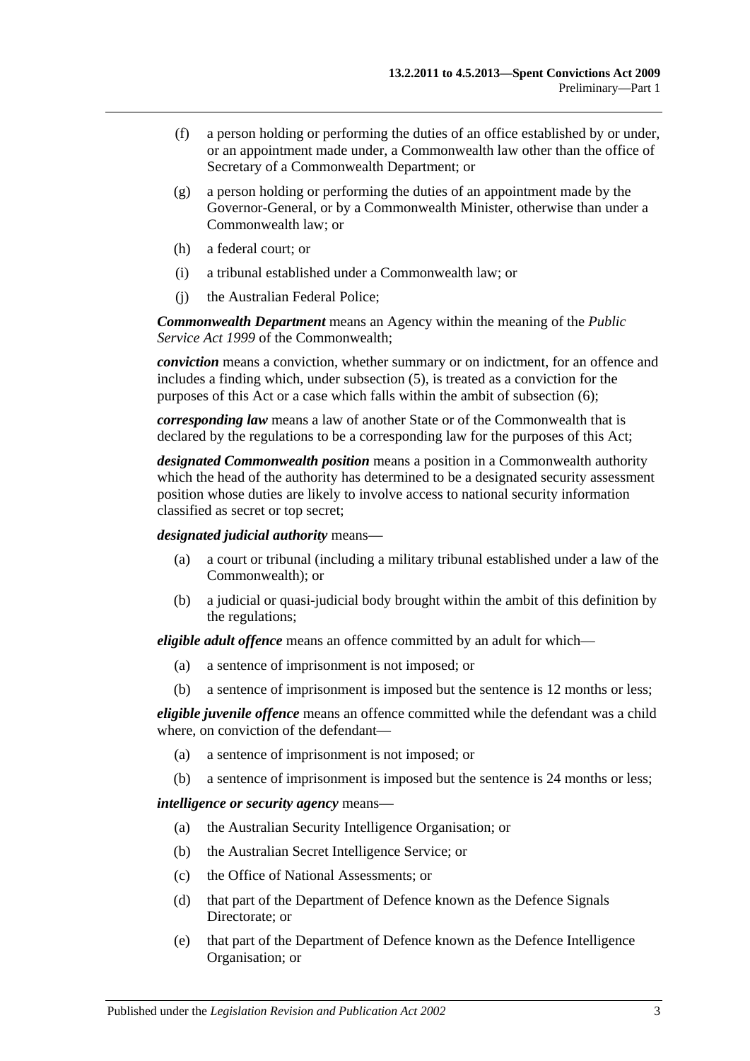(f) a person holding or performing the duties of an office established by or under, or an appointment made under, a Commonwealth law other than the office of Secretary of a Commonwealth Department; or

(g) a person holding or performing the duties of an appointment made by the Governor-General, or by a Commonwealth Minister, otherwise than under a Commonwealth law; or

(h) a federal court; or

(i) a tribunal established under a Commonwealth law; or

(j) the Australian Federal Police;

***Commonwealth Department*** means an Agency within the meaning of the *Public Service Act 1999* of the Commonwealth;

***conviction*** means a conviction, whether summary or on indictment, for an offence and includes a finding which, under subsection (5), is treated as a conviction for the purposes of this Act or a case which falls within the ambit of subsection (6);

***corresponding law*** means a law of another State or of the Commonwealth that is declared by the regulations to be a corresponding law for the purposes of this Act;

***designated Commonwealth position*** means a position in a Commonwealth authority which the head of the authority has determined to be a designated security assessment position whose duties are likely to involve access to national security information classified as secret or top secret;

***designated judicial authority*** means—

(a) a court or tribunal (including a military tribunal established under a law of the Commonwealth); or

(b) a judicial or quasi-judicial body brought within the ambit of this definition by the regulations;

***eligible adult offence*** means an offence committed by an adult for which—

(a) a sentence of imprisonment is not imposed; or

(b) a sentence of imprisonment is imposed but the sentence is 12 months or less;

***eligible juvenile offence*** means an offence committed while the defendant was a child where, on conviction of the defendant—

(a) a sentence of imprisonment is not imposed; or

(b) a sentence of imprisonment is imposed but the sentence is 24 months or less;

***intelligence or security agency*** means—

(a) the Australian Security Intelligence Organisation; or

(b) the Australian Secret Intelligence Service; or

(c) the Office of National Assessments; or

(d) that part of the Department of Defence known as the Defence Signals Directorate; or

(e) that part of the Department of Defence known as the Defence Intelligence Organisation; or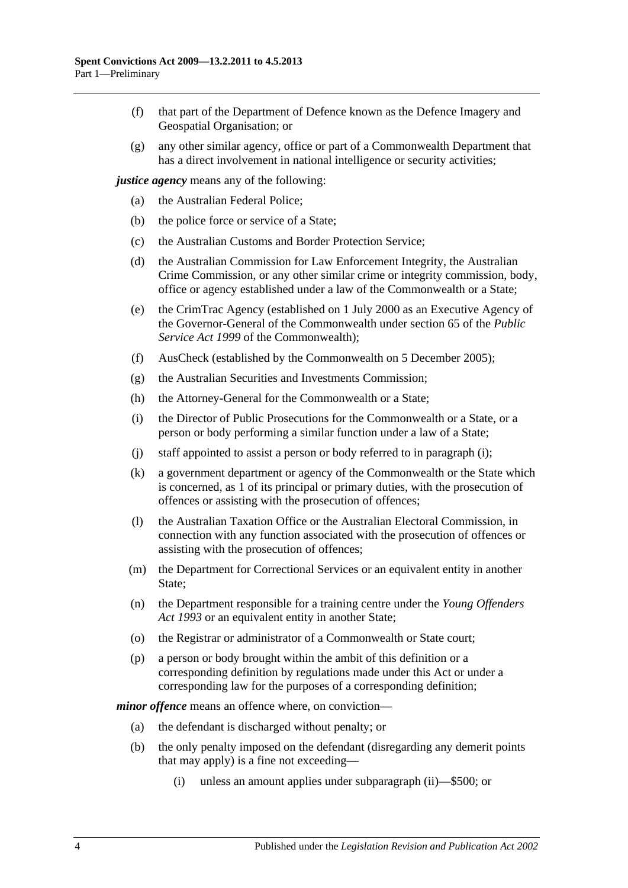(f) that part of the Department of Defence known as the Defence Imagery and Geospatial Organisation; or

(g) any other similar agency, office or part of a Commonwealth Department that has a direct involvement in national intelligence or security activities;

***justice agency*** means any of the following:

(a) the Australian Federal Police;

(b) the police force or service of a State;

(c) the Australian Customs and Border Protection Service;

(d) the Australian Commission for Law Enforcement Integrity, the Australian Crime Commission, or any other similar crime or integrity commission, body, office or agency established under a law of the Commonwealth or a State;

(e) the CrimTrac Agency (established on 1 July 2000 as an Executive Agency of the Governor-General of the Commonwealth under section 65 of the *Public Service Act 1999* of the Commonwealth);

(f) AusCheck (established by the Commonwealth on 5 December 2005);

(g) the Australian Securities and Investments Commission;

(h) the Attorney-General for the Commonwealth or a State;

(i) the Director of Public Prosecutions for the Commonwealth or a State, or a person or body performing a similar function under a law of a State;

(j) staff appointed to assist a person or body referred to in paragraph (i);

(k) a government department or agency of the Commonwealth or the State which is concerned, as 1 of its principal or primary duties, with the prosecution of offences or assisting with the prosecution of offences;

(l) the Australian Taxation Office or the Australian Electoral Commission, in connection with any function associated with the prosecution of offences or assisting with the prosecution of offences;

(m) the Department for Correctional Services or an equivalent entity in another State;

(n) the Department responsible for a training centre under the *Young Offenders Act 1993* or an equivalent entity in another State;

(o) the Registrar or administrator of a Commonwealth or State court;

(p) a person or body brought within the ambit of this definition or a corresponding definition by regulations made under this Act or under a corresponding law for the purposes of a corresponding definition;

***minor offence*** means an offence where, on conviction—

(a) the defendant is discharged without penalty; or

(b) the only penalty imposed on the defendant (disregarding any demerit points that may apply) is a fine not exceeding—

(i) unless an amount applies under subparagraph (ii)—$500; or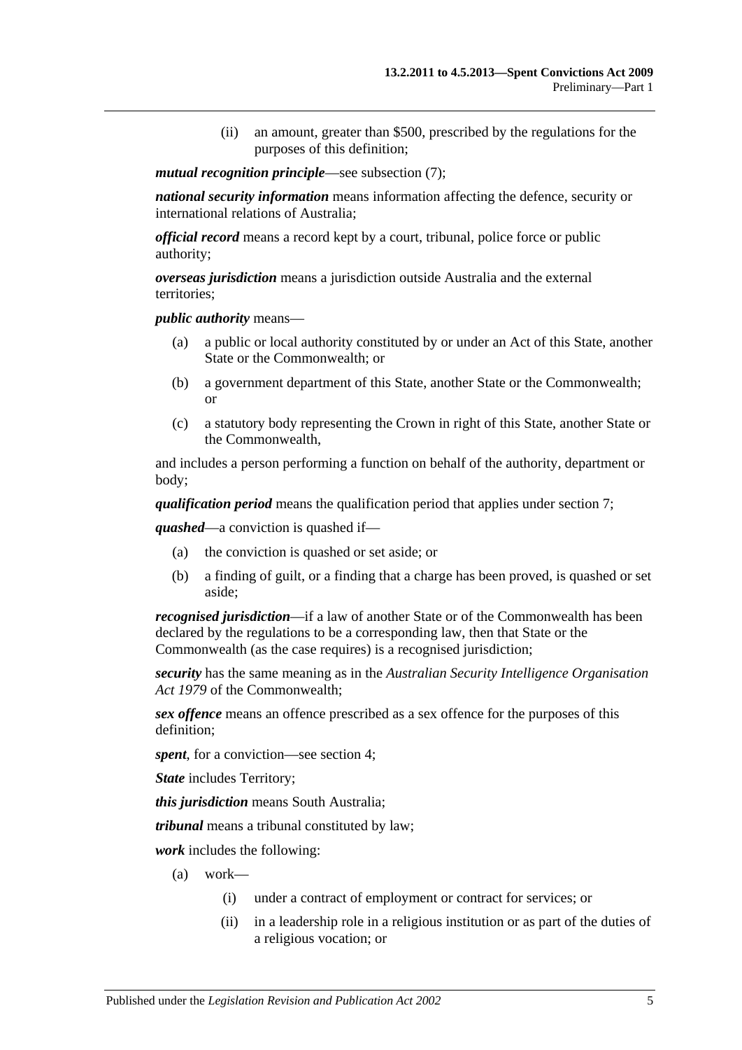(ii) an amount, greater than $500, prescribed by the regulations for the purposes of this definition;

***mutual recognition principle***—see subsection (7);

***national security information*** means information affecting the defence, security or international relations of Australia;

***official record*** means a record kept by a court, tribunal, police force or public authority;

***overseas jurisdiction*** means a jurisdiction outside Australia and the external territories;

***public authority*** means—

(a) a public or local authority constituted by or under an Act of this State, another State or the Commonwealth; or

(b) a government department of this State, another State or the Commonwealth; or

(c) a statutory body representing the Crown in right of this State, another State or the Commonwealth,

and includes a person performing a function on behalf of the authority, department or body;

***qualification period*** means the qualification period that applies under section 7;

***quashed***—a conviction is quashed if—

(a) the conviction is quashed or set aside; or

(b) a finding of guilt, or a finding that a charge has been proved, is quashed or set aside;

***recognised jurisdiction***—if a law of another State or of the Commonwealth has been declared by the regulations to be a corresponding law, then that State or the Commonwealth (as the case requires) is a recognised jurisdiction;

***security*** has the same meaning as in the *Australian Security Intelligence Organisation Act 1979* of the Commonwealth;

***sex offence*** means an offence prescribed as a sex offence for the purposes of this definition;

***spent***, for a conviction—see section 4;

***State*** includes Territory;

***this jurisdiction*** means South Australia;

***tribunal*** means a tribunal constituted by law;

***work*** includes the following:

(a) work—

(i) under a contract of employment or contract for services; or

(ii) in a leadership role in a religious institution or as part of the duties of a religious vocation; or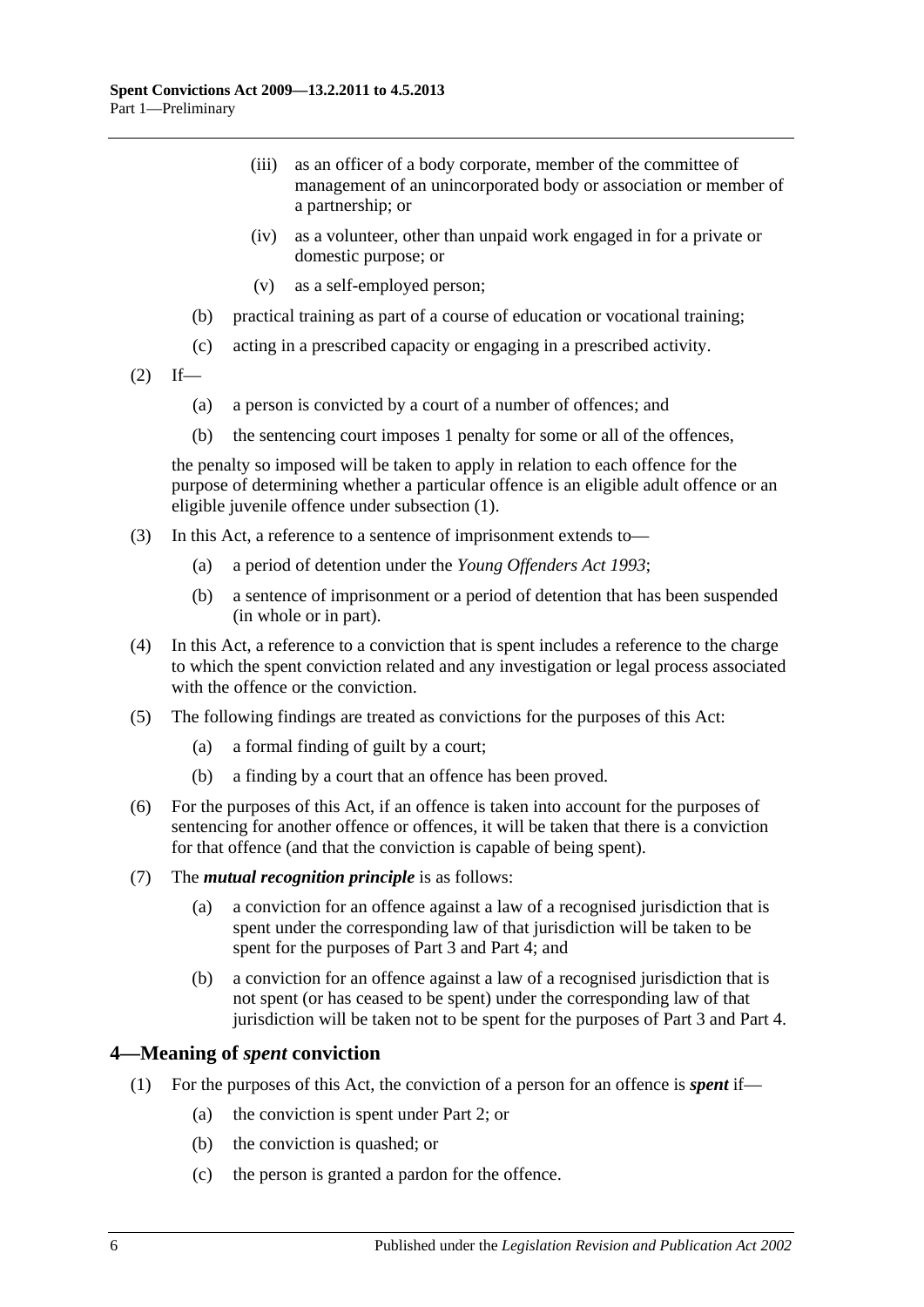(iii) as an officer of a body corporate, member of the committee of management of an unincorporated body or association or member of a partnership; or

(iv) as a volunteer, other than unpaid work engaged in for a private or domestic purpose; or

(v) as a self-employed person;

(b) practical training as part of a course of education or vocational training;

(c) acting in a prescribed capacity or engaging in a prescribed activity.

(2) If—

(a) a person is convicted by a court of a number of offences; and

(b) the sentencing court imposes 1 penalty for some or all of the offences,

the penalty so imposed will be taken to apply in relation to each offence for the purpose of determining whether a particular offence is an eligible adult offence or an eligible juvenile offence under subsection (1).

(3) In this Act, a reference to a sentence of imprisonment extends to—

(a) a period of detention under the *Young Offenders Act 1993*;

(b) a sentence of imprisonment or a period of detention that has been suspended (in whole or in part).

(4) In this Act, a reference to a conviction that is spent includes a reference to the charge to which the spent conviction related and any investigation or legal process associated with the offence or the conviction.

(5) The following findings are treated as convictions for the purposes of this Act:

(a) a formal finding of guilt by a court;

(b) a finding by a court that an offence has been proved.

(6) For the purposes of this Act, if an offence is taken into account for the purposes of sentencing for another offence or offences, it will be taken that there is a conviction for that offence (and that the conviction is capable of being spent).

(7) The ***mutual recognition principle*** is as follows:

(a) a conviction for an offence against a law of a recognised jurisdiction that is spent under the corresponding law of that jurisdiction will be taken to be spent for the purposes of Part 3 and Part 4; and

(b) a conviction for an offence against a law of a recognised jurisdiction that is not spent (or has ceased to be spent) under the corresponding law of that jurisdiction will be taken not to be spent for the purposes of Part 3 and Part 4.

## 4—Meaning of *spent* conviction

(1) For the purposes of this Act, the conviction of a person for an offence is ***spent*** if—

(a) the conviction is spent under Part 2; or

(b) the conviction is quashed; or

(c) the person is granted a pardon for the offence.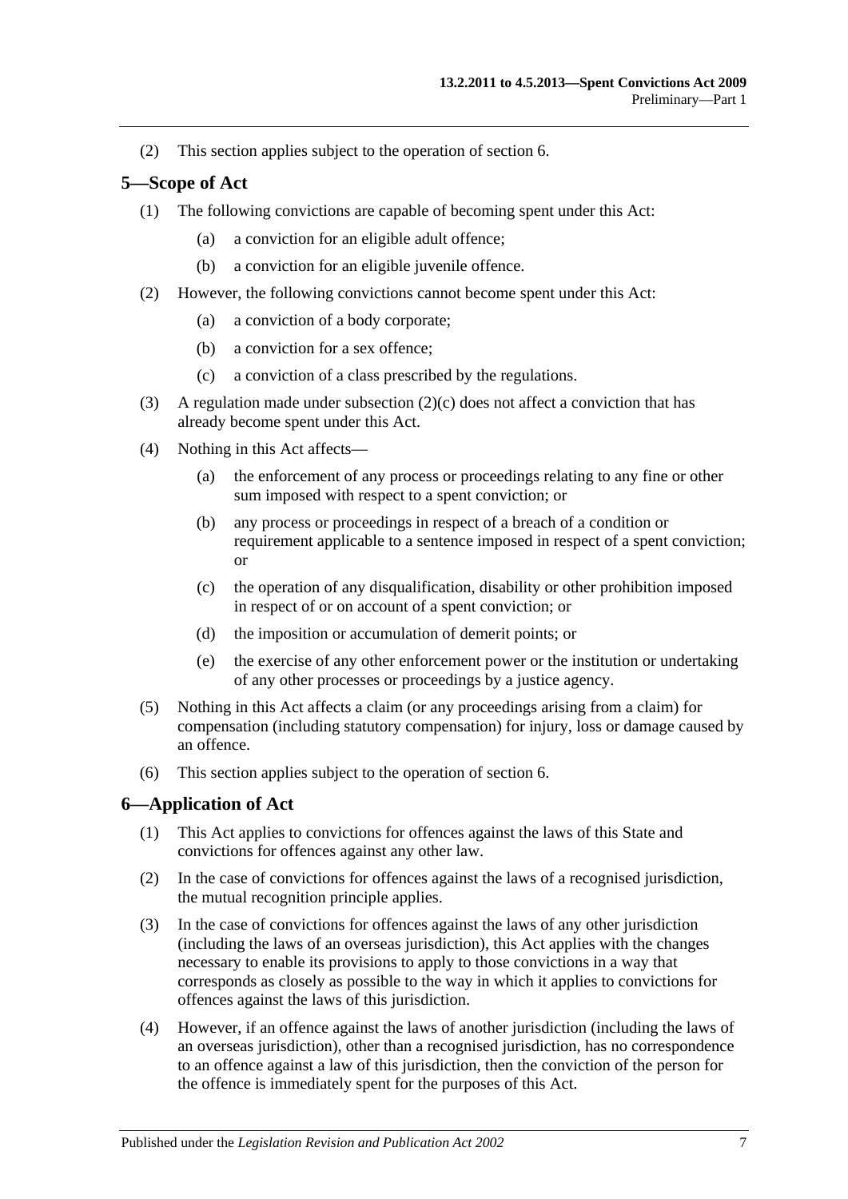(2) This section applies subject to the operation of section 6.

## 5—Scope of Act

(1) The following convictions are capable of becoming spent under this Act:

- (a) a conviction for an eligible adult offence;
- (b) a conviction for an eligible juvenile offence.

(2) However, the following convictions cannot become spent under this Act:

- (a) a conviction of a body corporate;
- (b) a conviction for a sex offence;
- (c) a conviction of a class prescribed by the regulations.

(3) A regulation made under subsection (2)(c) does not affect a conviction that has already become spent under this Act.

(4) Nothing in this Act affects—

- (a) the enforcement of any process or proceedings relating to any fine or other sum imposed with respect to a spent conviction; or
- (b) any process or proceedings in respect of a breach of a condition or requirement applicable to a sentence imposed in respect of a spent conviction; or
- (c) the operation of any disqualification, disability or other prohibition imposed in respect of or on account of a spent conviction; or
- (d) the imposition or accumulation of demerit points; or
- (e) the exercise of any other enforcement power or the institution or undertaking of any other processes or proceedings by a justice agency.

(5) Nothing in this Act affects a claim (or any proceedings arising from a claim) for compensation (including statutory compensation) for injury, loss or damage caused by an offence.

(6) This section applies subject to the operation of section 6.

## 6—Application of Act

(1) This Act applies to convictions for offences against the laws of this State and convictions for offences against any other law.

(2) In the case of convictions for offences against the laws of a recognised jurisdiction, the mutual recognition principle applies.

(3) In the case of convictions for offences against the laws of any other jurisdiction (including the laws of an overseas jurisdiction), this Act applies with the changes necessary to enable its provisions to apply to those convictions in a way that corresponds as closely as possible to the way in which it applies to convictions for offences against the laws of this jurisdiction.

(4) However, if an offence against the laws of another jurisdiction (including the laws of an overseas jurisdiction), other than a recognised jurisdiction, has no correspondence to an offence against a law of this jurisdiction, then the conviction of the person for the offence is immediately spent for the purposes of this Act.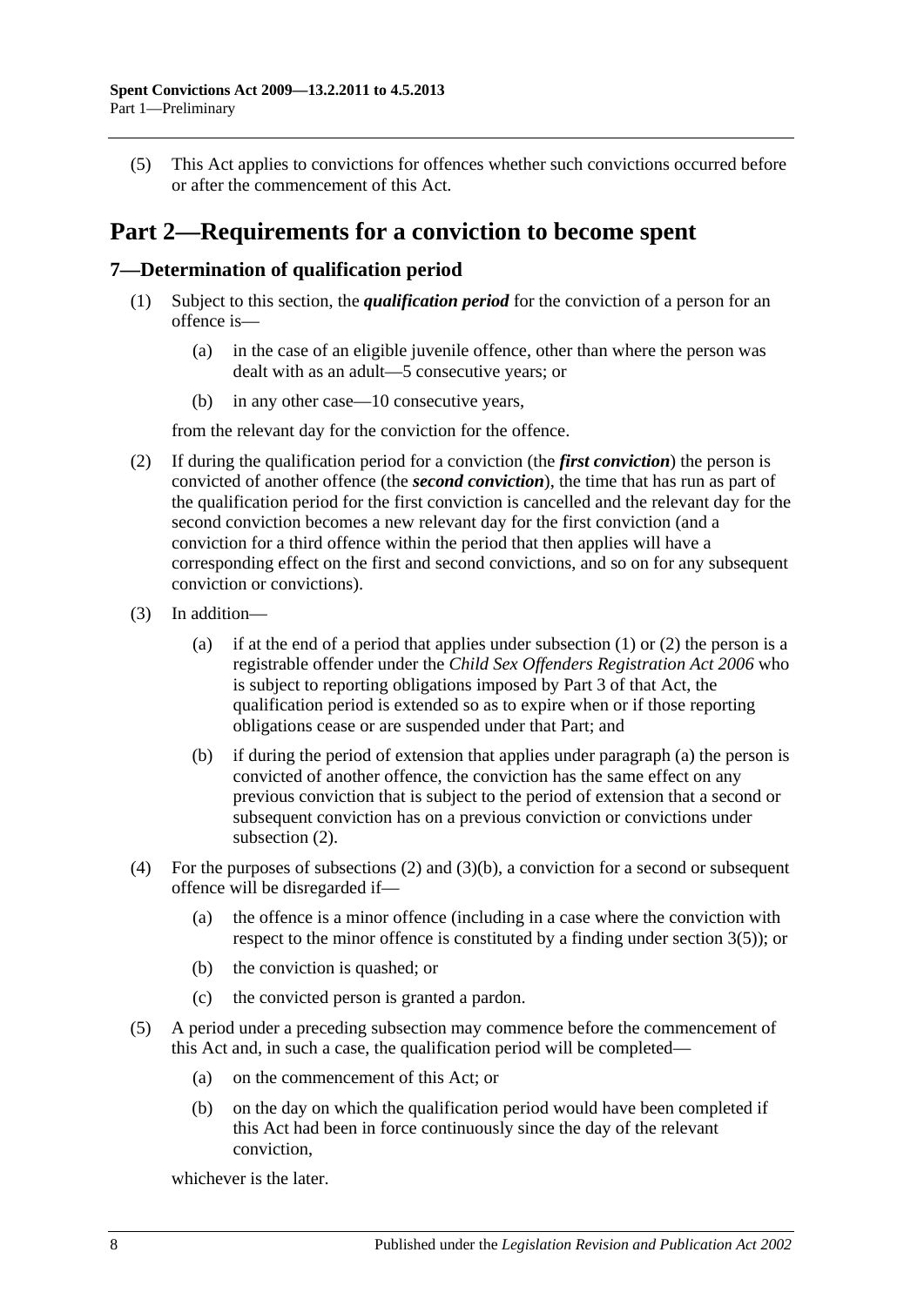(5) This Act applies to convictions for offences whether such convictions occurred before or after the commencement of this Act.

# Part 2—Requirements for a conviction to become spent

## 7—Determination of qualification period

(1) Subject to this section, the ***qualification period*** for the conviction of a person for an offence is—

(a) in the case of an eligible juvenile offence, other than where the person was dealt with as an adult—5 consecutive years; or

(b) in any other case—10 consecutive years,

from the relevant day for the conviction for the offence.

(2) If during the qualification period for a conviction (the ***first conviction***) the person is convicted of another offence (the ***second conviction***), the time that has run as part of the qualification period for the first conviction is cancelled and the relevant day for the second conviction becomes a new relevant day for the first conviction (and a conviction for a third offence within the period that then applies will have a corresponding effect on the first and second convictions, and so on for any subsequent conviction or convictions).

(3) In addition—

(a) if at the end of a period that applies under subsection (1) or (2) the person is a registrable offender under the *Child Sex Offenders Registration Act 2006* who is subject to reporting obligations imposed by Part 3 of that Act, the qualification period is extended so as to expire when or if those reporting obligations cease or are suspended under that Part; and

(b) if during the period of extension that applies under paragraph (a) the person is convicted of another offence, the conviction has the same effect on any previous conviction that is subject to the period of extension that a second or subsequent conviction has on a previous conviction or convictions under subsection (2).

(4) For the purposes of subsections (2) and (3)(b), a conviction for a second or subsequent offence will be disregarded if—

(a) the offence is a minor offence (including in a case where the conviction with respect to the minor offence is constituted by a finding under section 3(5)); or

(b) the conviction is quashed; or

(c) the convicted person is granted a pardon.

(5) A period under a preceding subsection may commence before the commencement of this Act and, in such a case, the qualification period will be completed—

(a) on the commencement of this Act; or

(b) on the day on which the qualification period would have been completed if this Act had been in force continuously since the day of the relevant conviction,

whichever is the later.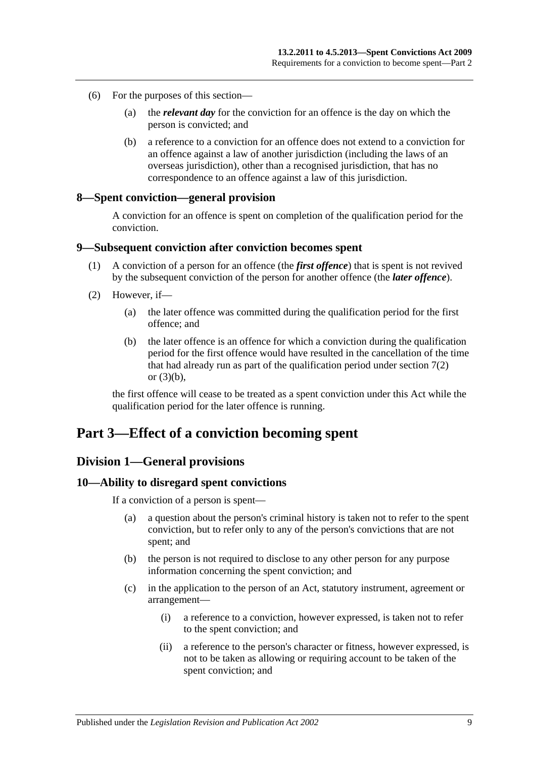(6) For the purposes of this section—

(a) the ***relevant day*** for the conviction for an offence is the day on which the person is convicted; and

(b) a reference to a conviction for an offence does not extend to a conviction for an offence against a law of another jurisdiction (including the laws of an overseas jurisdiction), other than a recognised jurisdiction, that has no correspondence to an offence against a law of this jurisdiction.

### 8—Spent conviction—general provision

A conviction for an offence is spent on completion of the qualification period for the conviction.

### 9—Subsequent conviction after conviction becomes spent

(1) A conviction of a person for an offence (the ***first offence***) that is spent is not revived by the subsequent conviction of the person for another offence (the ***later offence***).

(2) However, if—

(a) the later offence was committed during the qualification period for the first offence; and

(b) the later offence is an offence for which a conviction during the qualification period for the first offence would have resulted in the cancellation of the time that had already run as part of the qualification period under section 7(2) or (3)(b),

the first offence will cease to be treated as a spent conviction under this Act while the qualification period for the later offence is running.

# Part 3—Effect of a conviction becoming spent

## Division 1—General provisions

### 10—Ability to disregard spent convictions

If a conviction of a person is spent—

(a) a question about the person's criminal history is taken not to refer to the spent conviction, but to refer only to any of the person's convictions that are not spent; and

(b) the person is not required to disclose to any other person for any purpose information concerning the spent conviction; and

(c) in the application to the person of an Act, statutory instrument, agreement or arrangement—

(i) a reference to a conviction, however expressed, is taken not to refer to the spent conviction; and

(ii) a reference to the person's character or fitness, however expressed, is not to be taken as allowing or requiring account to be taken of the spent conviction; and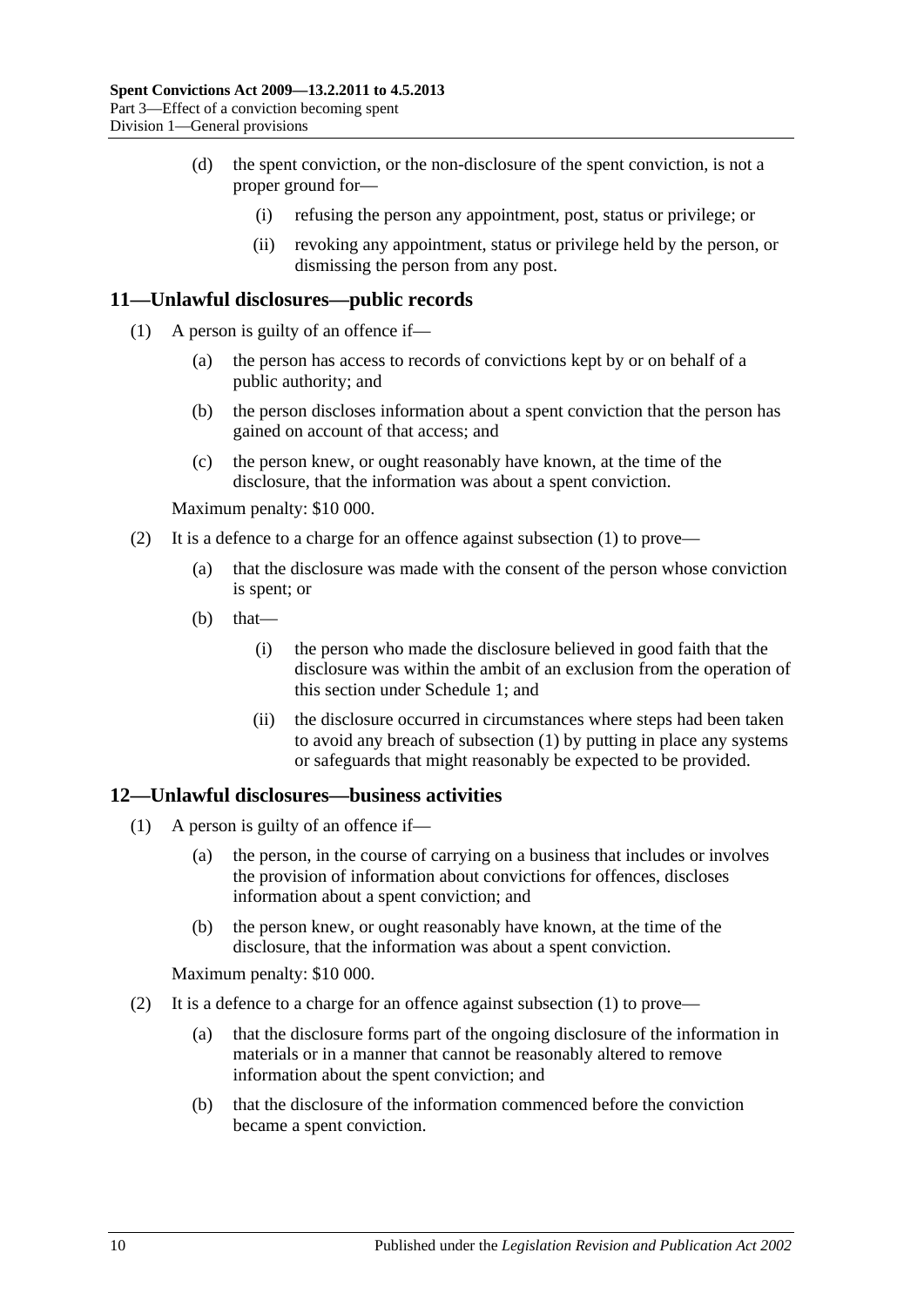(d) the spent conviction, or the non-disclosure of the spent conviction, is not a proper ground for—

(i) refusing the person any appointment, post, status or privilege; or

(ii) revoking any appointment, status or privilege held by the person, or dismissing the person from any post.

## 11—Unlawful disclosures—public records

(1) A person is guilty of an offence if—

(a) the person has access to records of convictions kept by or on behalf of a public authority; and

(b) the person discloses information about a spent conviction that the person has gained on account of that access; and

(c) the person knew, or ought reasonably have known, at the time of the disclosure, that the information was about a spent conviction.

Maximum penalty: $10 000.

(2) It is a defence to a charge for an offence against subsection (1) to prove—

(a) that the disclosure was made with the consent of the person whose conviction is spent; or

(b) that—

(i) the person who made the disclosure believed in good faith that the disclosure was within the ambit of an exclusion from the operation of this section under Schedule 1; and

(ii) the disclosure occurred in circumstances where steps had been taken to avoid any breach of subsection (1) by putting in place any systems or safeguards that might reasonably be expected to be provided.

## 12—Unlawful disclosures—business activities

(1) A person is guilty of an offence if—

(a) the person, in the course of carrying on a business that includes or involves the provision of information about convictions for offences, discloses information about a spent conviction; and

(b) the person knew, or ought reasonably have known, at the time of the disclosure, that the information was about a spent conviction.

Maximum penalty: $10 000.

(2) It is a defence to a charge for an offence against subsection (1) to prove—

(a) that the disclosure forms part of the ongoing disclosure of the information in materials or in a manner that cannot be reasonably altered to remove information about the spent conviction; and

(b) that the disclosure of the information commenced before the conviction became a spent conviction.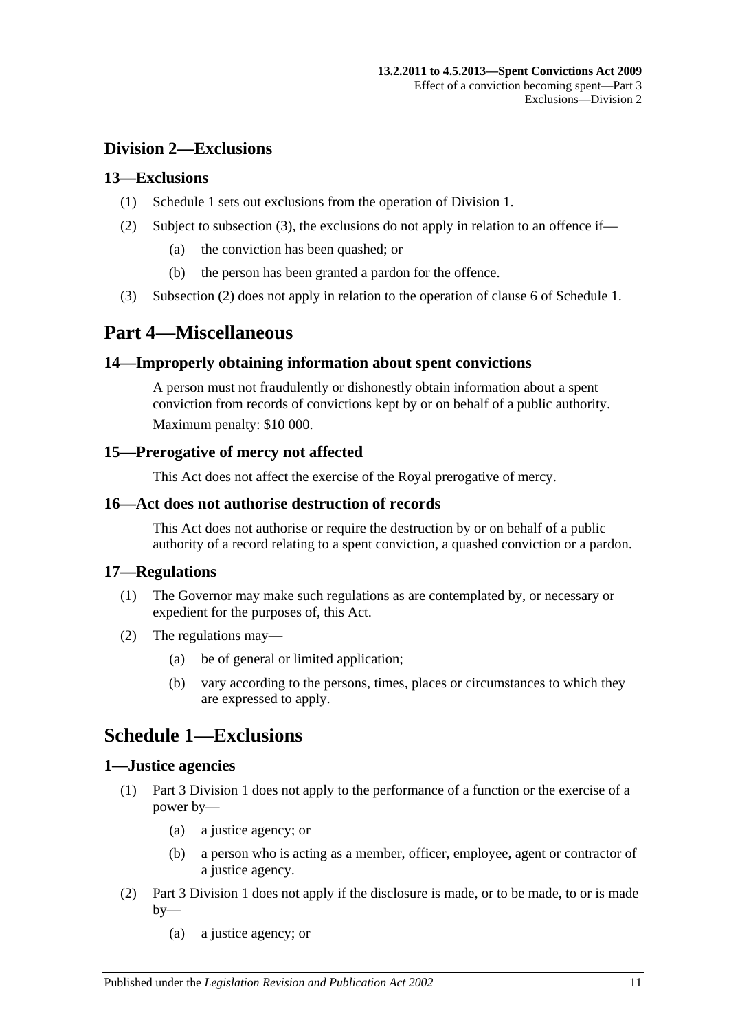## Division 2—Exclusions

### 13—Exclusions

(1) Schedule 1 sets out exclusions from the operation of Division 1.

(2) Subject to subsection (3), the exclusions do not apply in relation to an offence if—

(a) the conviction has been quashed; or

(b) the person has been granted a pardon for the offence.

(3) Subsection (2) does not apply in relation to the operation of clause 6 of Schedule 1.

# Part 4—Miscellaneous

### 14—Improperly obtaining information about spent convictions

A person must not fraudulently or dishonestly obtain information about a spent conviction from records of convictions kept by or on behalf of a public authority.

Maximum penalty: $10 000.

### 15—Prerogative of mercy not affected

This Act does not affect the exercise of the Royal prerogative of mercy.

### 16—Act does not authorise destruction of records

This Act does not authorise or require the destruction by or on behalf of a public authority of a record relating to a spent conviction, a quashed conviction or a pardon.

### 17—Regulations

(1) The Governor may make such regulations as are contemplated by, or necessary or expedient for the purposes of, this Act.

(2) The regulations may—

(a) be of general or limited application;

(b) vary according to the persons, times, places or circumstances to which they are expressed to apply.

# Schedule 1—Exclusions

### 1—Justice agencies

(1) Part 3 Division 1 does not apply to the performance of a function or the exercise of a power by—

(a) a justice agency; or

(b) a person who is acting as a member, officer, employee, agent or contractor of a justice agency.

(2) Part 3 Division 1 does not apply if the disclosure is made, or to be made, to or is made by—

(a) a justice agency; or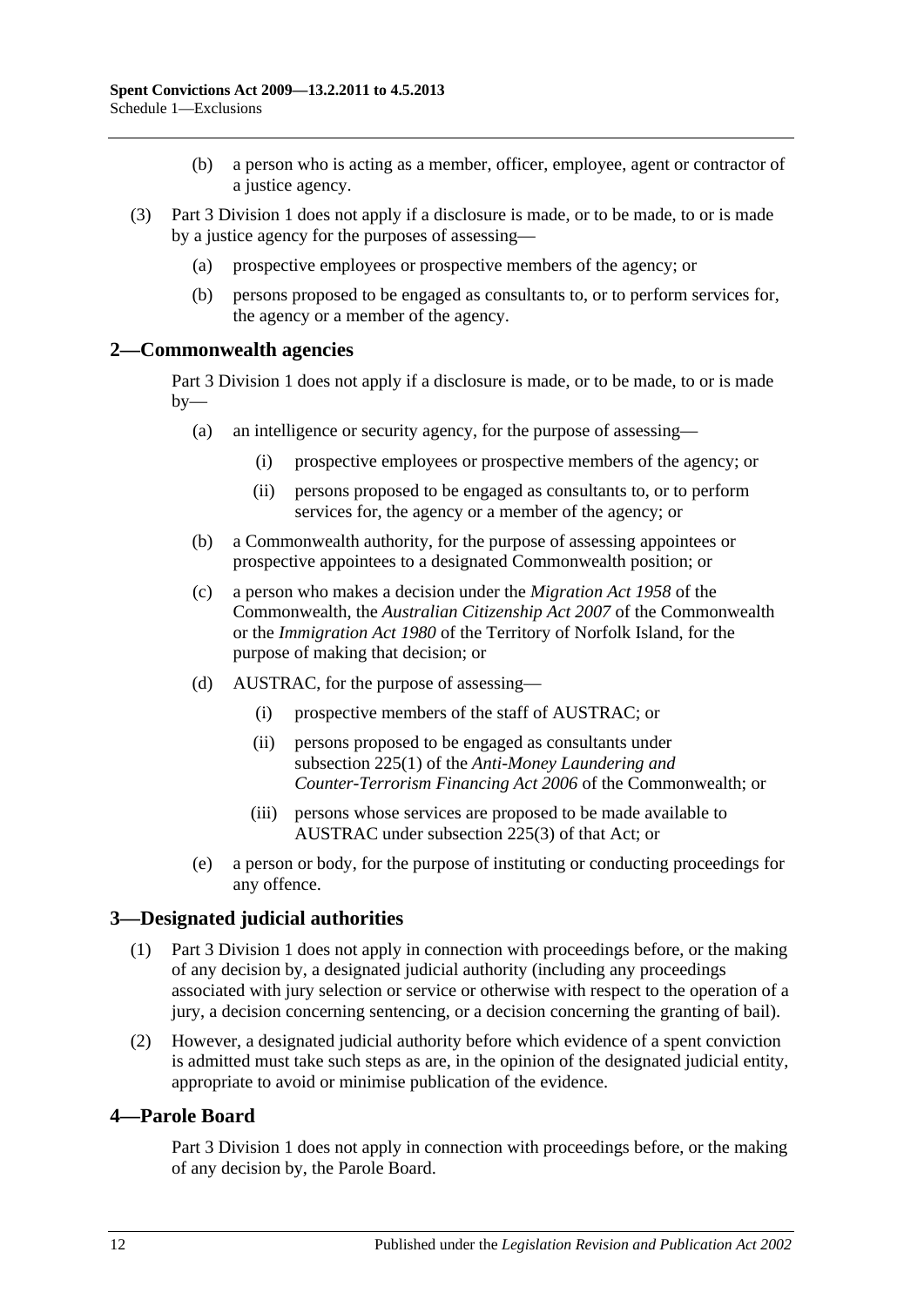(b) a person who is acting as a member, officer, employee, agent or contractor of a justice agency.

(3) Part 3 Division 1 does not apply if a disclosure is made, or to be made, to or is made by a justice agency for the purposes of assessing—

(a) prospective employees or prospective members of the agency; or

(b) persons proposed to be engaged as consultants to, or to perform services for, the agency or a member of the agency.

## 2—Commonwealth agencies

Part 3 Division 1 does not apply if a disclosure is made, or to be made, to or is made by—

(a) an intelligence or security agency, for the purpose of assessing—

(i) prospective employees or prospective members of the agency; or

(ii) persons proposed to be engaged as consultants to, or to perform services for, the agency or a member of the agency; or

(b) a Commonwealth authority, for the purpose of assessing appointees or prospective appointees to a designated Commonwealth position; or

(c) a person who makes a decision under the *Migration Act 1958* of the Commonwealth, the *Australian Citizenship Act 2007* of the Commonwealth or the *Immigration Act 1980* of the Territory of Norfolk Island, for the purpose of making that decision; or

(d) AUSTRAC, for the purpose of assessing—

(i) prospective members of the staff of AUSTRAC; or

(ii) persons proposed to be engaged as consultants under subsection 225(1) of the *Anti-Money Laundering and Counter-Terrorism Financing Act 2006* of the Commonwealth; or

(iii) persons whose services are proposed to be made available to AUSTRAC under subsection 225(3) of that Act; or

(e) a person or body, for the purpose of instituting or conducting proceedings for any offence.

## 3—Designated judicial authorities

(1) Part 3 Division 1 does not apply in connection with proceedings before, or the making of any decision by, a designated judicial authority (including any proceedings associated with jury selection or service or otherwise with respect to the operation of a jury, a decision concerning sentencing, or a decision concerning the granting of bail).

(2) However, a designated judicial authority before which evidence of a spent conviction is admitted must take such steps as are, in the opinion of the designated judicial entity, appropriate to avoid or minimise publication of the evidence.

## 4—Parole Board

Part 3 Division 1 does not apply in connection with proceedings before, or the making of any decision by, the Parole Board.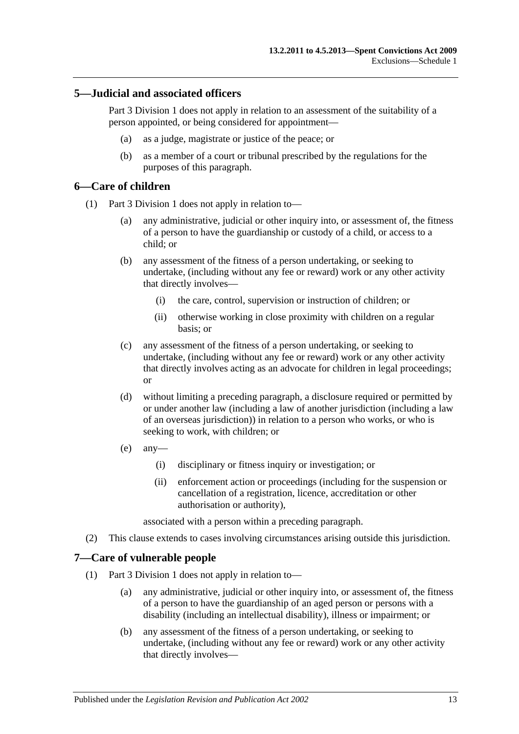## 5—Judicial and associated officers

Part 3 Division 1 does not apply in relation to an assessment of the suitability of a person appointed, or being considered for appointment—

(a) as a judge, magistrate or justice of the peace; or

(b) as a member of a court or tribunal prescribed by the regulations for the purposes of this paragraph.

## 6—Care of children

(1) Part 3 Division 1 does not apply in relation to—

(a) any administrative, judicial or other inquiry into, or assessment of, the fitness of a person to have the guardianship or custody of a child, or access to a child; or

(b) any assessment of the fitness of a person undertaking, or seeking to undertake, (including without any fee or reward) work or any other activity that directly involves—

(i) the care, control, supervision or instruction of children; or

(ii) otherwise working in close proximity with children on a regular basis; or

(c) any assessment of the fitness of a person undertaking, or seeking to undertake, (including without any fee or reward) work or any other activity that directly involves acting as an advocate for children in legal proceedings; or

(d) without limiting a preceding paragraph, a disclosure required or permitted by or under another law (including a law of another jurisdiction (including a law of an overseas jurisdiction)) in relation to a person who works, or who is seeking to work, with children; or

(e) any—

(i) disciplinary or fitness inquiry or investigation; or

(ii) enforcement action or proceedings (including for the suspension or cancellation of a registration, licence, accreditation or other authorisation or authority),

associated with a person within a preceding paragraph.

(2) This clause extends to cases involving circumstances arising outside this jurisdiction.

## 7—Care of vulnerable people

(1) Part 3 Division 1 does not apply in relation to—

(a) any administrative, judicial or other inquiry into, or assessment of, the fitness of a person to have the guardianship of an aged person or persons with a disability (including an intellectual disability), illness or impairment; or

(b) any assessment of the fitness of a person undertaking, or seeking to undertake, (including without any fee or reward) work or any other activity that directly involves—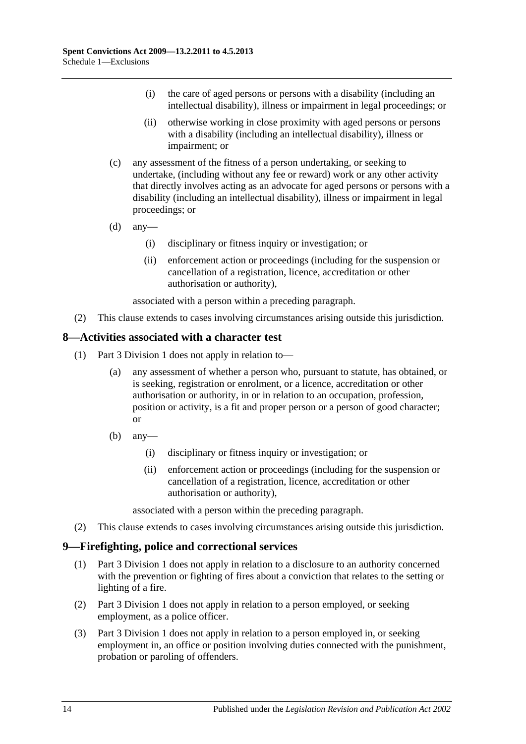(i) the care of aged persons or persons with a disability (including an intellectual disability), illness or impairment in legal proceedings; or

(ii) otherwise working in close proximity with aged persons or persons with a disability (including an intellectual disability), illness or impairment; or

(c) any assessment of the fitness of a person undertaking, or seeking to undertake, (including without any fee or reward) work or any other activity that directly involves acting as an advocate for aged persons or persons with a disability (including an intellectual disability), illness or impairment in legal proceedings; or

(d) any—

(i) disciplinary or fitness inquiry or investigation; or

(ii) enforcement action or proceedings (including for the suspension or cancellation of a registration, licence, accreditation or other authorisation or authority),

associated with a person within a preceding paragraph.

(2) This clause extends to cases involving circumstances arising outside this jurisdiction.

## 8—Activities associated with a character test

(1) Part 3 Division 1 does not apply in relation to—

(a) any assessment of whether a person who, pursuant to statute, has obtained, or is seeking, registration or enrolment, or a licence, accreditation or other authorisation or authority, in or in relation to an occupation, profession, position or activity, is a fit and proper person or a person of good character; or

(b) any—

(i) disciplinary or fitness inquiry or investigation; or

(ii) enforcement action or proceedings (including for the suspension or cancellation of a registration, licence, accreditation or other authorisation or authority),

associated with a person within the preceding paragraph.

(2) This clause extends to cases involving circumstances arising outside this jurisdiction.

## 9—Firefighting, police and correctional services

(1) Part 3 Division 1 does not apply in relation to a disclosure to an authority concerned with the prevention or fighting of fires about a conviction that relates to the setting or lighting of a fire.

(2) Part 3 Division 1 does not apply in relation to a person employed, or seeking employment, as a police officer.

(3) Part 3 Division 1 does not apply in relation to a person employed in, or seeking employment in, an office or position involving duties connected with the punishment, probation or paroling of offenders.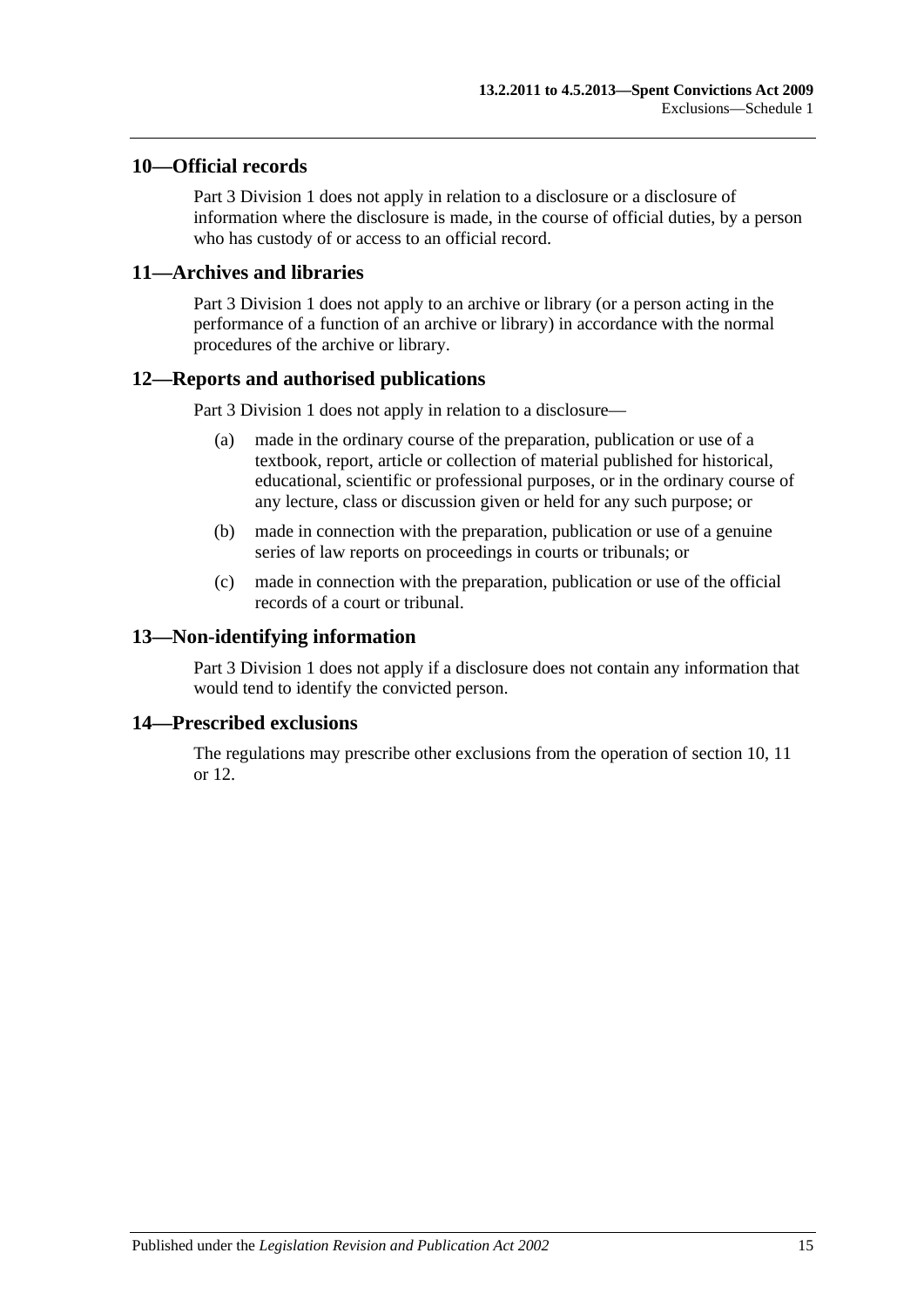## 10—Official records

Part 3 Division 1 does not apply in relation to a disclosure or a disclosure of information where the disclosure is made, in the course of official duties, by a person who has custody of or access to an official record.

## 11—Archives and libraries

Part 3 Division 1 does not apply to an archive or library (or a person acting in the performance of a function of an archive or library) in accordance with the normal procedures of the archive or library.

## 12—Reports and authorised publications

Part 3 Division 1 does not apply in relation to a disclosure—

(a) made in the ordinary course of the preparation, publication or use of a textbook, report, article or collection of material published for historical, educational, scientific or professional purposes, or in the ordinary course of any lecture, class or discussion given or held for any such purpose; or

(b) made in connection with the preparation, publication or use of a genuine series of law reports on proceedings in courts or tribunals; or

(c) made in connection with the preparation, publication or use of the official records of a court or tribunal.

## 13—Non-identifying information

Part 3 Division 1 does not apply if a disclosure does not contain any information that would tend to identify the convicted person.

## 14—Prescribed exclusions

The regulations may prescribe other exclusions from the operation of section 10, 11 or 12.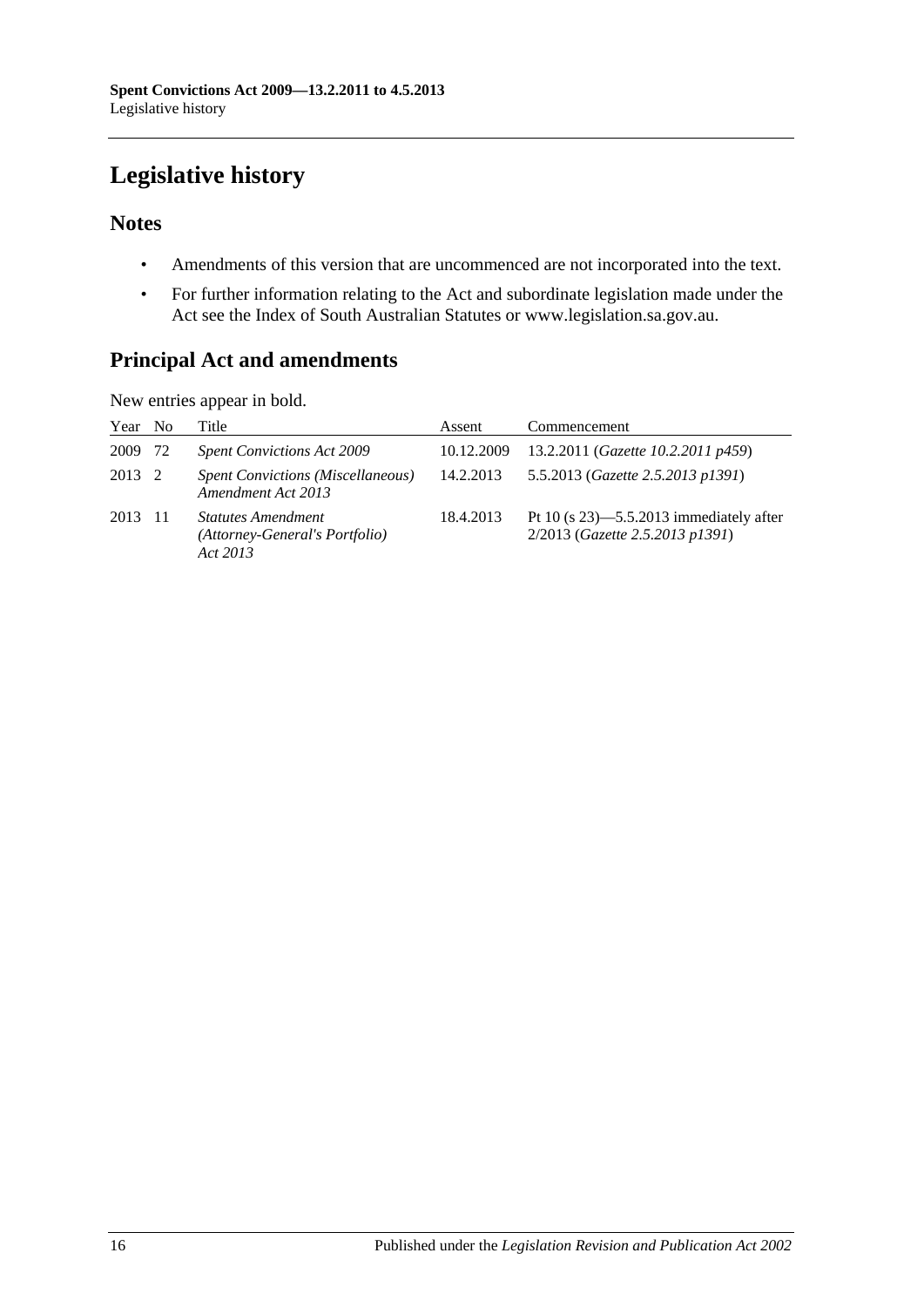# Legislative history

## Notes

- Amendments of this version that are uncommenced are not incorporated into the text.
- For further information relating to the Act and subordinate legislation made under the Act see the Index of South Australian Statutes or www.legislation.sa.gov.au.

## Principal Act and amendments

New entries appear in bold.

| Year | No | Title | Assent | Commencement |
|---|---|---|---|---|
| 2009 | 72 | *Spent Convictions Act 2009* | 10.12.2009 | 13.2.2011 (*Gazette 10.2.2011 p459*) |
| 2013 | 2 | *Spent Convictions (Miscellaneous) Amendment Act 2013* | 14.2.2013 | 5.5.2013 (*Gazette 2.5.2013 p1391*) |
| 2013 | 11 | *Statutes Amendment (Attorney-General's Portfolio) Act 2013* | 18.4.2013 | Pt 10 (s 23)—5.5.2013 immediately after 2/2013 (*Gazette 2.5.2013 p1391*) |